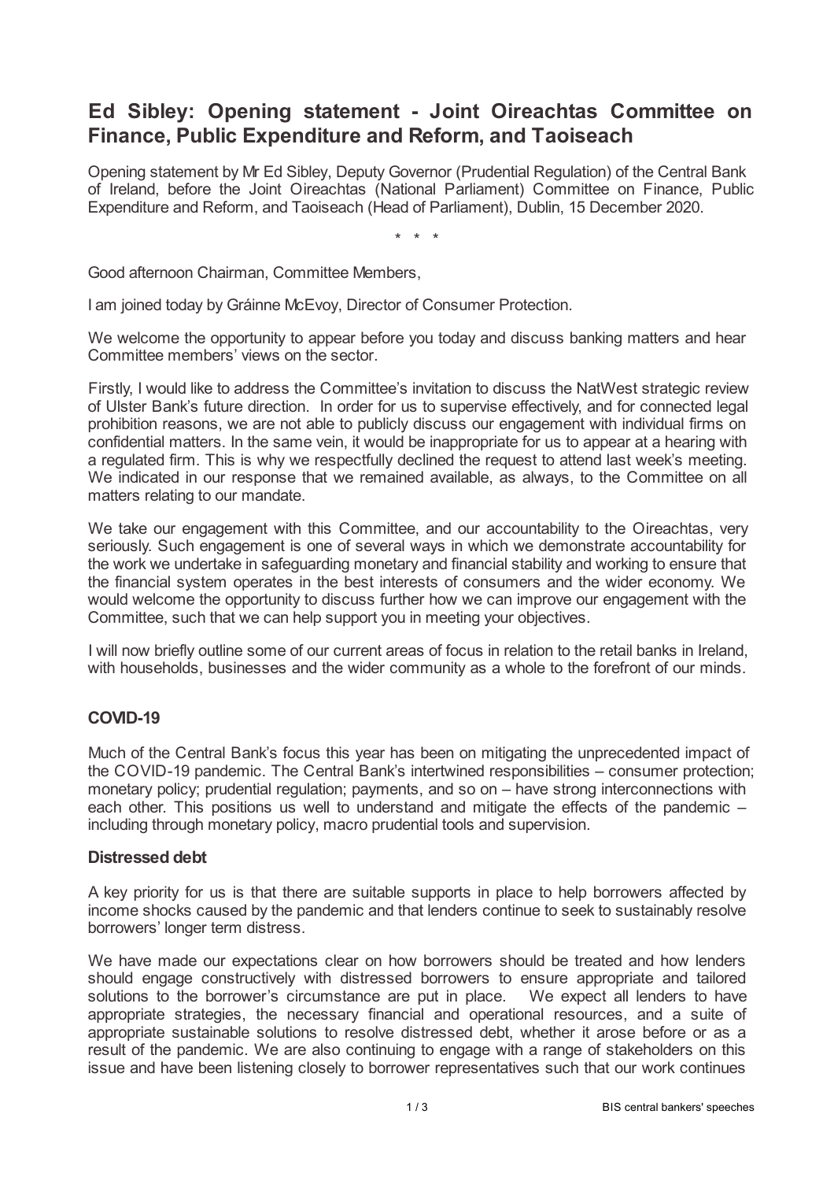# Ed Sibley: Opening statement - Joint Oireachtas Committee on Finance, Public Expenditure and Reform, and Taoiseach

Opening statement by Mr Ed Sibley, Deputy Governor (Prudential Regulation) of the Central Bank of Ireland, before the Joint Oireachtas (National Parliament) Committee on Finance, Public Expenditure and Reform, and Taoiseach (Head of Parliament), Dublin, 15 December 2020.

\* \* \*

Good afternoon Chairman, Committee Members,

I am joined today by Gráinne McEvoy, Director of Consumer Protection.

We welcome the opportunity to appear before you today and discuss banking matters and hear Committee members' views on the sector.

Firstly, I would like to address the Committee's invitation to discuss the NatWest strategic review of Ulster Bank's future direction. In order for us to supervise effectively, and for connected legal prohibition reasons, we are not able to publicly discuss our engagement with individual firms on confidential matters. In the same vein, it would be inappropriate for us to appear at a hearing with a regulated firm. This is why we respectfully declined the request to attend last week's meeting. We indicated in our response that we remained available, as always, to the Committee on all matters relating to our mandate.

We take our engagement with this Committee, and our accountability to the Oireachtas, very seriously. Such engagement is one of several ways in which we demonstrate accountability for the work we undertake in safeguarding monetary and financial stability and working to ensure that the financial system operates in the best interests of consumers and the wider economy. We would welcome the opportunity to discuss further how we can improve our engagement with the Committee, such that we can help support you in meeting your objectives.

I will now briefly outline some of our current areas of focus in relation to the retail banks in Ireland, with households, businesses and the wider community as a whole to the forefront of our minds.

## COVID-19

Much of the Central Bank's focus this year has been on mitigating the unprecedented impact of the COVID-19 pandemic. The Central Bank's intertwined responsibilities – consumer protection; monetary policy; prudential regulation; payments, and so on – have strong interconnections with each other. This positions us well to understand and mitigate the effects of the pandemic – including through monetary policy, macro prudential tools and supervision.

### Distressed debt

A key priority for us is that there are suitable supports in place to help borrowers affected by income shocks caused by the pandemic and that lenders continue to seek to sustainably resolve borrowers' longer term distress.

We have made our expectations clear on how borrowers should be treated and how lenders should engage constructively with distressed borrowers to ensure appropriate and tailored solutions to the borrower's circumstance are put in place. We expect all lenders to have appropriate strategies, the necessary financial and operational resources, and a suite of appropriate sustainable solutions to resolve distressed debt, whether it arose before or as a result of the pandemic. We are also continuing to engage with a range of stakeholders on this issue and have been listening closely to borrower representatives such that our work continues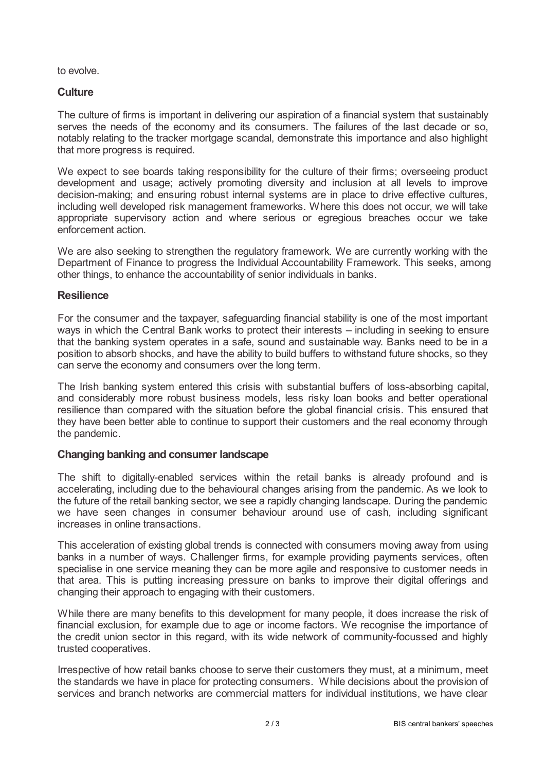to evolve.

## Culture

The culture of firms is important in delivering our aspiration of a financial system that sustainably serves the needs of the economy and its consumers. The failures of the last decade or so, notably relating to the tracker mortgage scandal, demonstrate this importance and also highlight that more progress is required.

We expect to see boards taking responsibility for the culture of their firms; overseeing product development and usage; actively promoting diversity and inclusion at all levels to improve decision-making; and ensuring robust internal systems are in place to drive effective cultures, including well developed risk management frameworks. Where this does not occur, we will take appropriate supervisory action and where serious or egregious breaches occur we take enforcement action.

We are also seeking to strengthen the regulatory framework. We are currently working with the Department of Finance to progress the Individual Accountability Framework. This seeks, among other things, to enhance the accountability of senior individuals in banks.

## Resilience

For the consumer and the taxpayer, safeguarding financial stability is one of the most important ways in which the Central Bank works to protect their interests – including in seeking to ensure that the banking system operates in a safe, sound and sustainable way. Banks need to be in a position to absorb shocks, and have the ability to build buffers to withstand future shocks, so they can serve the economy and consumers over the long term.

The Irish banking system entered this crisis with substantial buffers of loss-absorbing capital, and considerably more robust business models, less risky loan books and better operational resilience than compared with the situation before the global financial crisis. This ensured that they have been better able to continue to support their customers and the real economy through the pandemic.

## Changing banking and consumer landscape

The shift to digitally-enabled services within the retail banks is already profound and is accelerating, including due to the behavioural changes arising from the pandemic. As we look to the future of the retail banking sector, we see a rapidly changing landscape. During the pandemic we have seen changes in consumer behaviour around use of cash, including significant increases in online transactions.

This acceleration of existing global trends is connected with consumers moving away from using banks in a number of ways. Challenger firms, for example providing payments services, often specialise in one service meaning they can be more agile and responsive to customer needs in that area. This is putting increasing pressure on banks to improve their digital offerings and changing their approach to engaging with their customers.

While there are many benefits to this development for many people, it does increase the risk of financial exclusion, for example due to age or income factors. We recognise the importance of the credit union sector in this regard, with its wide network of community-focussed and highly trusted cooperatives.

Irrespective of how retail banks choose to serve their customers they must, at a minimum, meet the standards we have in place for protecting consumers. While decisions about the provision of services and branch networks are commercial matters for individual institutions, we have clear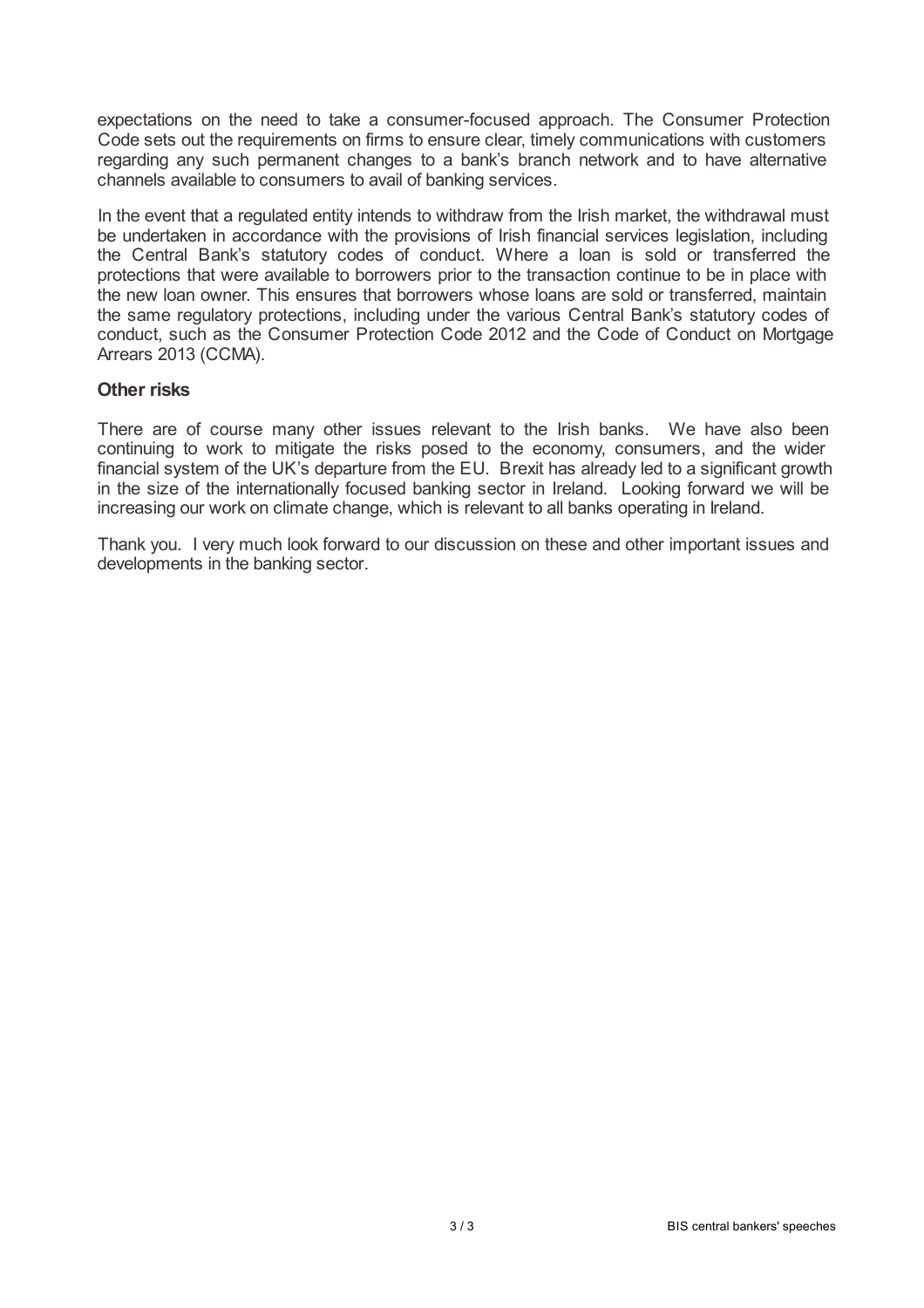expectations on the need to take a consumer-focused approach. The Consumer Protection Code sets out the requirements on firms to ensure clear, timely communications with customers regarding any such permanent changes to a bank's branch network and to have alternative channels available to consumers to avail of banking services.

In the event that a regulated entity intends to withdraw from the Irish market, the withdrawal must be undertaken in accordance with the provisions of Irish financial services legislation, including the Central Bank's statutory codes of conduct. Where a loan is sold or transferred the protections that were available to borrowers prior to the transaction continue to be in place with the new loan owner. This ensures that borrowers whose loans are sold or transferred, maintain the same regulatory protections, including under the various Central Bank's statutory codes of conduct, such as the Consumer Protection Code 2012 and the Code of Conduct on Mortgage Arrears 2013 (CCMA).

### Other risks

There are of course many other issues relevant to the Irish banks. We have also been continuing to work to mitigate the risks posed to the economy, consumers, and the wider financial system of the UK's departure from the EU. Brexit has already led to a significant growth in the size of the internationally focused banking sector in Ireland. Looking forward we will be increasing our work on climate change, which is relevant to all banks operating in Ireland.

Thank you. I very much look forward to our discussion on these and other important issues and developments in the banking sector.